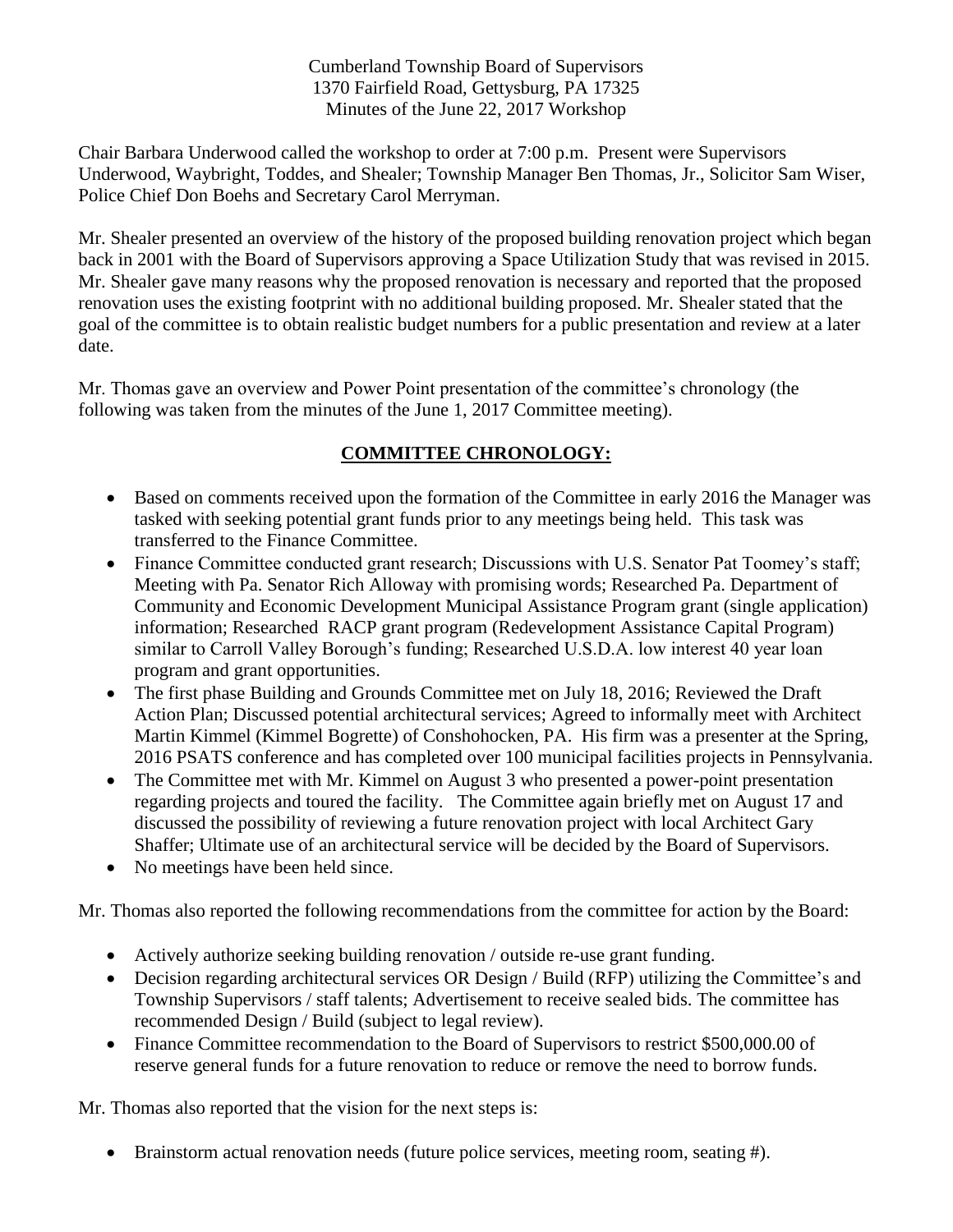Cumberland Township Board of Supervisors
1370 Fairfield Road, Gettysburg, PA 17325
Minutes of the June 22, 2017 Workshop

Chair Barbara Underwood called the workshop to order at 7:00 p.m. Present were Supervisors Underwood, Waybright, Toddes, and Shealer; Township Manager Ben Thomas, Jr., Solicitor Sam Wiser, Police Chief Don Boehs and Secretary Carol Merryman.

Mr. Shealer presented an overview of the history of the proposed building renovation project which began back in 2001 with the Board of Supervisors approving a Space Utilization Study that was revised in 2015. Mr. Shealer gave many reasons why the proposed renovation is necessary and reported that the proposed renovation uses the existing footprint with no additional building proposed. Mr. Shealer stated that the goal of the committee is to obtain realistic budget numbers for a public presentation and review at a later date.

Mr. Thomas gave an overview and Power Point presentation of the committee's chronology (the following was taken from the minutes of the June 1, 2017 Committee meeting).

## COMMITTEE CHRONOLOGY:

- Based on comments received upon the formation of the Committee in early 2016 the Manager was tasked with seeking potential grant funds prior to any meetings being held. This task was transferred to the Finance Committee.
- Finance Committee conducted grant research; Discussions with U.S. Senator Pat Toomey's staff; Meeting with Pa. Senator Rich Alloway with promising words; Researched Pa. Department of Community and Economic Development Municipal Assistance Program grant (single application) information; Researched RACP grant program (Redevelopment Assistance Capital Program) similar to Carroll Valley Borough's funding; Researched U.S.D.A. low interest 40 year loan program and grant opportunities.
- The first phase Building and Grounds Committee met on July 18, 2016; Reviewed the Draft Action Plan; Discussed potential architectural services; Agreed to informally meet with Architect Martin Kimmel (Kimmel Bogrette) of Conshohocken, PA. His firm was a presenter at the Spring, 2016 PSATS conference and has completed over 100 municipal facilities projects in Pennsylvania.
- The Committee met with Mr. Kimmel on August 3 who presented a power-point presentation regarding projects and toured the facility. The Committee again briefly met on August 17 and discussed the possibility of reviewing a future renovation project with local Architect Gary Shaffer; Ultimate use of an architectural service will be decided by the Board of Supervisors.
- No meetings have been held since.

Mr. Thomas also reported the following recommendations from the committee for action by the Board:

- Actively authorize seeking building renovation / outside re-use grant funding.
- Decision regarding architectural services OR Design / Build (RFP) utilizing the Committee's and Township Supervisors / staff talents; Advertisement to receive sealed bids. The committee has recommended Design / Build (subject to legal review).
- Finance Committee recommendation to the Board of Supervisors to restrict $500,000.00 of reserve general funds for a future renovation to reduce or remove the need to borrow funds.

Mr. Thomas also reported that the vision for the next steps is:

- Brainstorm actual renovation needs (future police services, meeting room, seating #).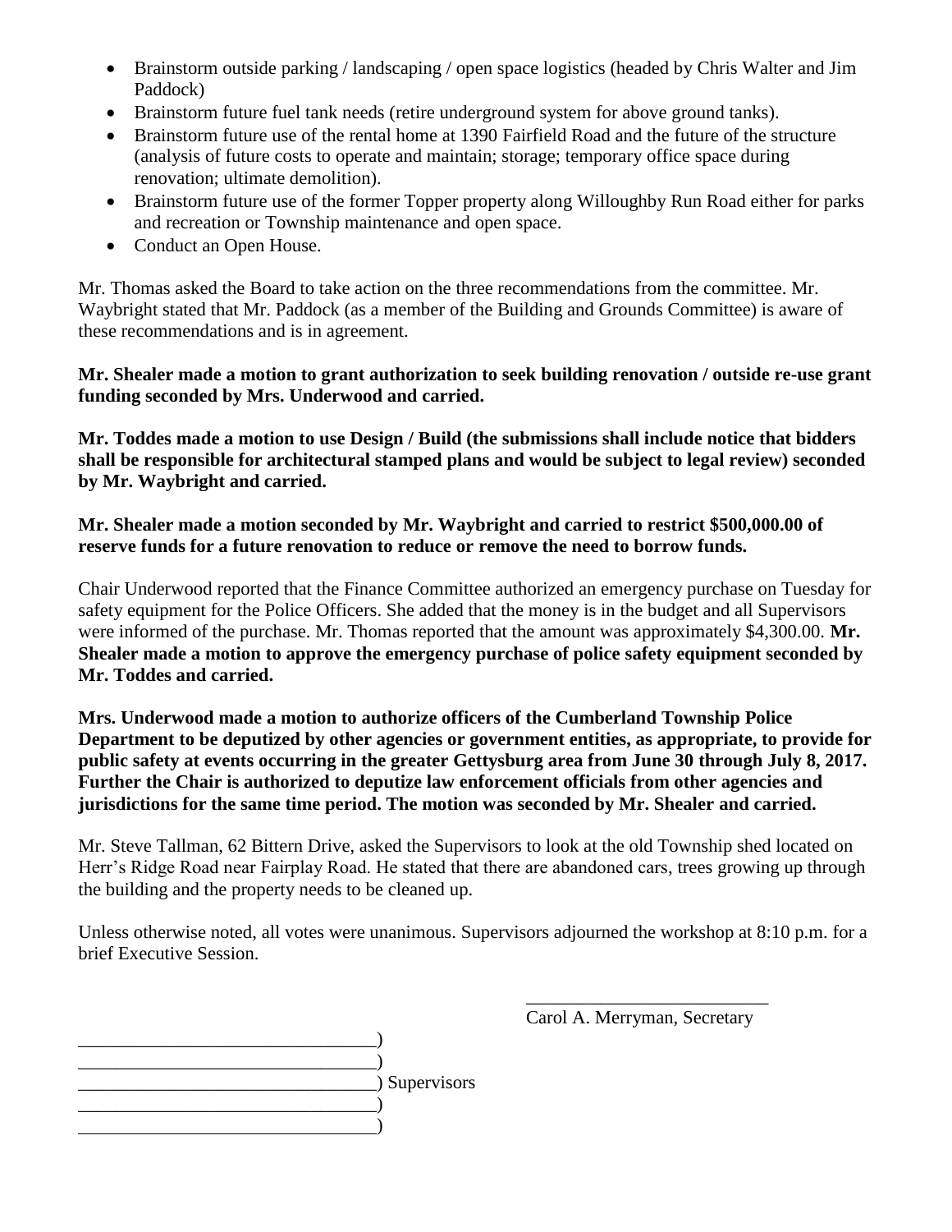- Brainstorm outside parking / landscaping / open space logistics (headed by Chris Walter and Jim Paddock)
- Brainstorm future fuel tank needs (retire underground system for above ground tanks).
- Brainstorm future use of the rental home at 1390 Fairfield Road and the future of the structure (analysis of future costs to operate and maintain; storage; temporary office space during renovation; ultimate demolition).
- Brainstorm future use of the former Topper property along Willoughby Run Road either for parks and recreation or Township maintenance and open space.
- Conduct an Open House.

Mr. Thomas asked the Board to take action on the three recommendations from the committee. Mr. Waybright stated that Mr. Paddock (as a member of the Building and Grounds Committee) is aware of these recommendations and is in agreement.

**Mr. Shealer made a motion to grant authorization to seek building renovation / outside re-use grant funding seconded by Mrs. Underwood and carried.**

**Mr. Toddes made a motion to use Design / Build (the submissions shall include notice that bidders shall be responsible for architectural stamped plans and would be subject to legal review) seconded by Mr. Waybright and carried.**

**Mr. Shealer made a motion seconded by Mr. Waybright and carried to restrict $500,000.00 of reserve funds for a future renovation to reduce or remove the need to borrow funds.**

Chair Underwood reported that the Finance Committee authorized an emergency purchase on Tuesday for safety equipment for the Police Officers. She added that the money is in the budget and all Supervisors were informed of the purchase. Mr. Thomas reported that the amount was approximately $4,300.00. **Mr. Shealer made a motion to approve the emergency purchase of police safety equipment seconded by Mr. Toddes and carried.**

**Mrs. Underwood made a motion to authorize officers of the Cumberland Township Police Department to be deputized by other agencies or government entities, as appropriate, to provide for public safety at events occurring in the greater Gettysburg area from June 30 through July 8, 2017. Further the Chair is authorized to deputize law enforcement officials from other agencies and jurisdictions for the same time period. The motion was seconded by Mr. Shealer and carried.**

Mr. Steve Tallman, 62 Bittern Drive, asked the Supervisors to look at the old Township shed located on Herr's Ridge Road near Fairplay Road. He stated that there are abandoned cars, trees growing up through the building and the property needs to be cleaned up.

Unless otherwise noted, all votes were unanimous. Supervisors adjourned the workshop at 8:10 p.m. for a brief Executive Session.

___________________________
Carol A. Merryman, Secretary

_________________________________)
_________________________________)
_________________________________) Supervisors
_________________________________)
_________________________________)